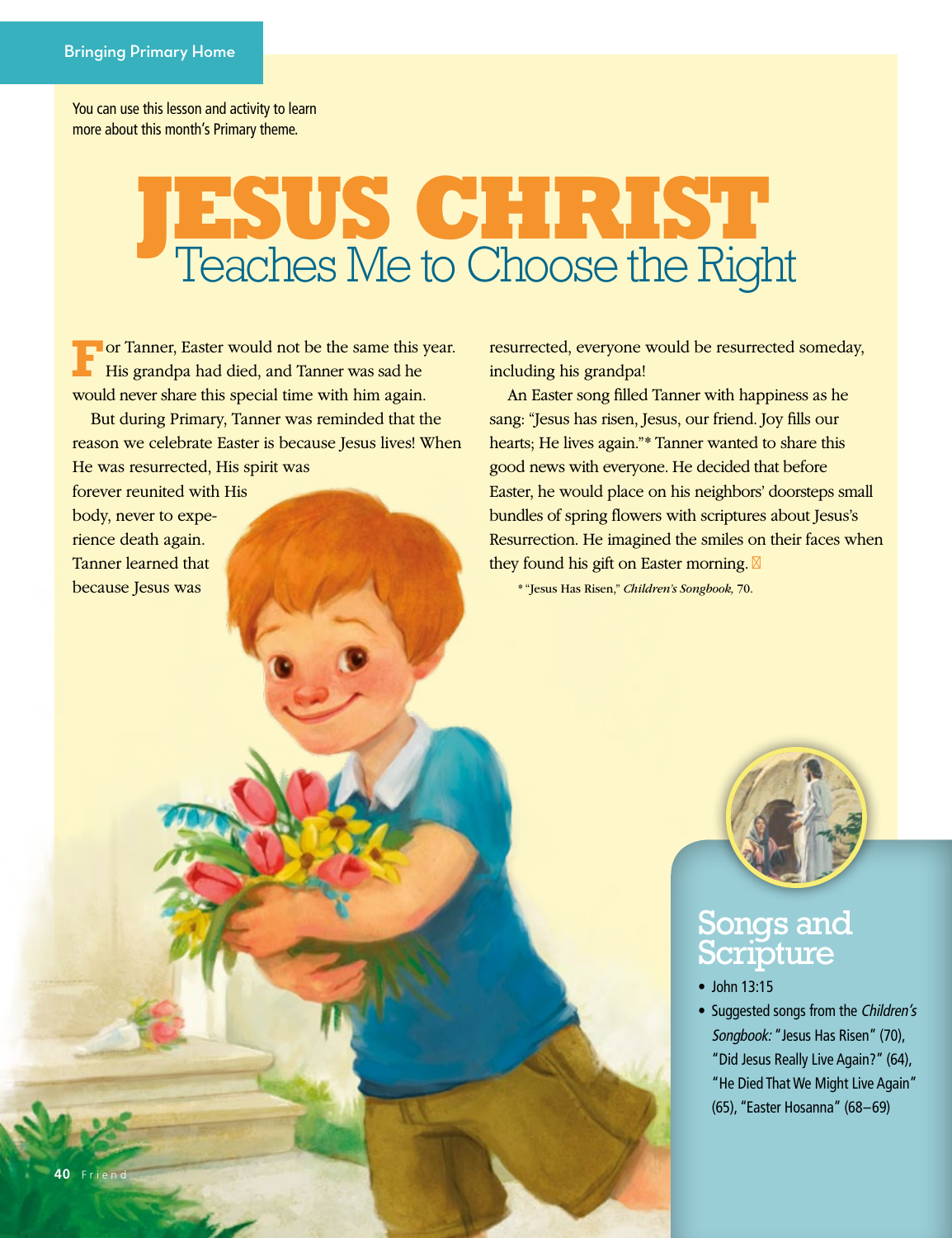Bringing Primary Home

You can use this lesson and activity to learn more about this month's Primary theme.

# JESUS CHRIST Teaches Me to Choose the Right

For Tanner, Easter would not be the same this year. His grandpa had died, and Tanner was sad he would never share this special time with him again.

But during Primary, Tanner was reminded that the reason we celebrate Easter is because Jesus lives! When He was resurrected, His spirit was forever reunited with His body, never to experience death again. Tanner learned that because Jesus was resurrected, everyone would be resurrected someday, including his grandpa!

An Easter song filled Tanner with happiness as he sang: "Jesus has risen, Jesus, our friend. Joy fills our hearts; He lives again."* Tanner wanted to share this good news with everyone. He decided that before Easter, he would place on his neighbors' doorsteps small bundles of spring flowers with scriptures about Jesus's Resurrection. He imagined the smiles on their faces when they found his gift on Easter morning.

\* "Jesus Has Risen," *Children's Songbook,* 70.

## Songs and Scripture

- John 13:15
- Suggested songs from the *Children's Songbook:* "Jesus Has Risen" (70), "Did Jesus Really Live Again?" (64), "He Died That We Might Live Again" (65), "Easter Hosanna" (68–69)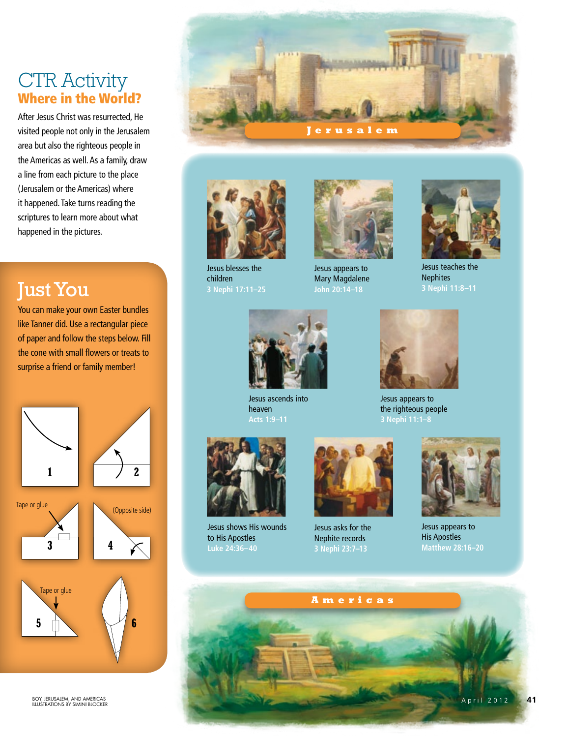# CTR Activity

## Where in the World?

After Jesus Christ was resurrected, He visited people not only in the Jerusalem area but also the righteous people in the Americas as well. As a family, draw a line from each picture to the place (Jerusalem or the Americas) where it happened. Take turns reading the scriptures to learn more about what happened in the pictures.

## Just You

You can make your own Easter bundles like Tanner did. Use a rectangular piece of paper and follow the steps below. Fill the cone with small flowers or treats to surprise a friend or family member!

1

2

Tape or glue

3

(Opposite side)

4

Tape or glue

5

6

Jerusalem

Jesus blesses the children
3 Nephi 17:11–25

Jesus appears to Mary Magdalene
John 20:14–18

Jesus teaches the Nephites
3 Nephi 11:8–11

Jesus ascends into heaven
Acts 1:9–11

Jesus appears to the righteous people
3 Nephi 11:1–8

Jesus shows His wounds to His Apostles
Luke 24:36–40

Jesus asks for the Nephite records
3 Nephi 23:7–13

Jesus appears to His Apostles
Matthew 28:16–20

Americas

BOY, JERUSALEM, AND AMERICAS ILLUSTRATIONS BY SIMINI BLOCKER